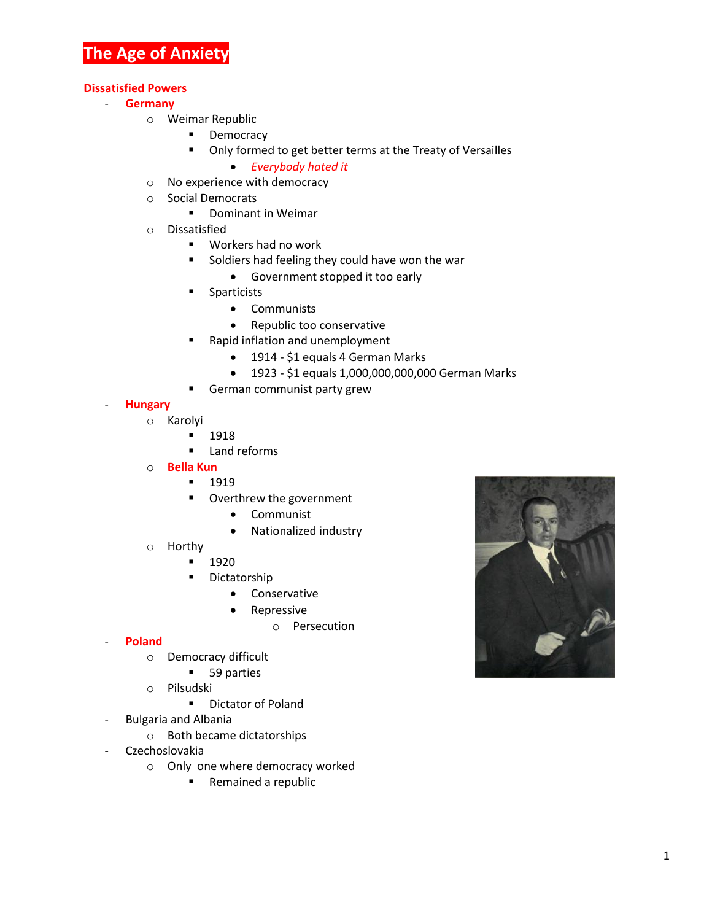# The Age of Anxiety

## Dissatisfied Powers

- **Germany**
  - Weimar Republic
    - Democracy
    - Only formed to get better terms at the Treaty of Versailles
      - *Everybody hated it*
  - No experience with democracy
  - Social Democrats
    - Dominant in Weimar
  - Dissatisfied
    - Workers had no work
    - Soldiers had feeling they could have won the war
      - Government stopped it too early
    - Sparticists
      - Communists
      - Republic too conservative
    - Rapid inflation and unemployment
      - 1914 - $1 equals 4 German Marks
      - 1923 - $1 equals 1,000,000,000,000 German Marks
    - German communist party grew
- **Hungary**
  - Karolyi
    - 1918
    - Land reforms
  - **Bella Kun**
    - 1919
    - Overthrew the government
      - Communist
      - Nationalized industry
  - Horthy
    - 1920
    - Dictatorship
      - Conservative
      - Repressive
        - Persecution
- **Poland**
  - Democracy difficult
    - 59 parties
  - Pilsudski
    - Dictator of Poland
- Bulgaria and Albania
  - Both became dictatorships
- Czechoslovakia
  - Only one where democracy worked
    - Remained a republic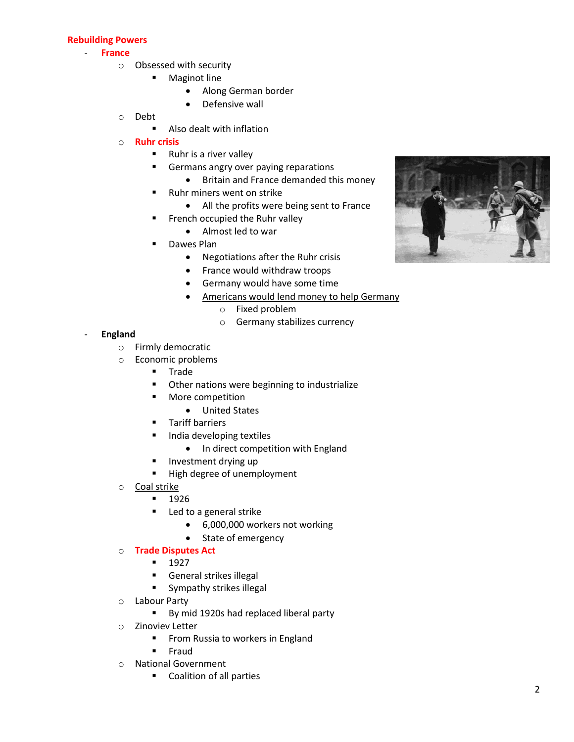# Rebuilding Powers

- **France**
  - Obsessed with security
    - Maginot line
      - Along German border
      - Defensive wall
  - Debt
    - Also dealt with inflation
  - **Ruhr crisis**
    - Ruhr is a river valley
    - Germans angry over paying reparations
      - Britain and France demanded this money
    - Ruhr miners went on strike
      - All the profits were being sent to France
    - French occupied the Ruhr valley
      - Almost led to war
    - Dawes Plan
      - Negotiations after the Ruhr crisis
      - France would withdraw troops
      - Germany would have some time
      - <u>Americans would lend money to help Germany</u>
        - Fixed problem
        - Germany stabilizes currency
- **England**
  - Firmly democratic
  - Economic problems
    - Trade
    - Other nations were beginning to industrialize
    - More competition
      - United States
    - Tariff barriers
    - India developing textiles
      - In direct competition with England
    - Investment drying up
    - High degree of unemployment
  - <u>Coal strike</u>
    - 1926
    - Led to a general strike
      - 6,000,000 workers not working
      - State of emergency
  - **Trade Disputes Act**
    - 1927
    - General strikes illegal
    - Sympathy strikes illegal
  - Labour Party
    - By mid 1920s had replaced liberal party
  - Zinoviev Letter
    - From Russia to workers in England
    - Fraud
  - National Government
    - Coalition of all parties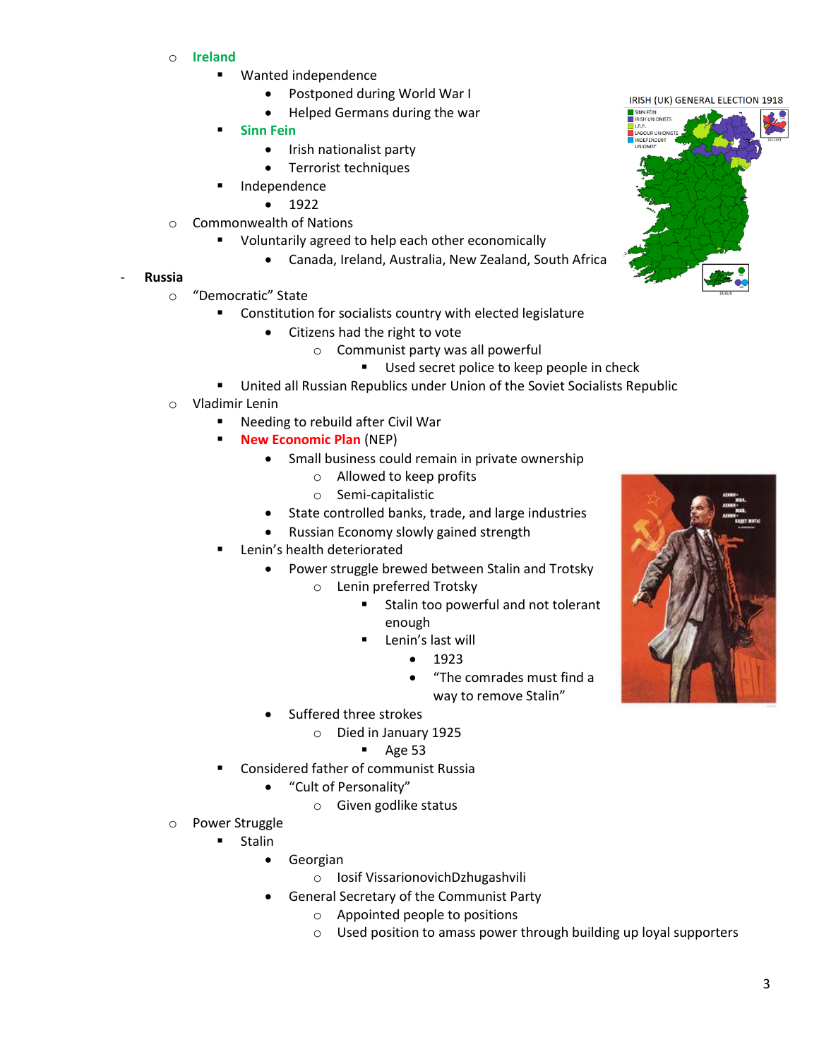- Ireland
    - Wanted independence
        - Postponed during World War I
        - Helped Germans during the war
    - Sinn Fein
        - Irish nationalist party
        - Terrorist techniques
    - Independence
        - 1922
- Commonwealth of Nations
    - Voluntarily agreed to help each other economically
        - Canada, Ireland, Australia, New Zealand, South Africa

**Russia**

- "Democratic" State
    - Constitution for socialists country with elected legislature
        - Citizens had the right to vote
            - Communist party was all powerful
                - Used secret police to keep people in check
    - United all Russian Republics under Union of the Soviet Socialists Republic
- Vladimir Lenin
    - Needing to rebuild after Civil War
    - New Economic Plan (NEP)
        - Small business could remain in private ownership
            - Allowed to keep profits
            - Semi-capitalistic
        - State controlled banks, trade, and large industries
        - Russian Economy slowly gained strength
    - Lenin's health deteriorated
        - Power struggle brewed between Stalin and Trotsky
            - Lenin preferred Trotsky
                - Stalin too powerful and not tolerant enough
                - Lenin's last will
                    - 1923
                    - "The comrades must find a way to remove Stalin"
        - Suffered three strokes
            - Died in January 1925
                - Age 53
    - Considered father of communist Russia
        - "Cult of Personality"
            - Given godlike status
- Power Struggle
    - Stalin
        - Georgian
            - Iosif VissarionovichDzhugashvili
        - General Secretary of the Communist Party
            - Appointed people to positions
            - Used position to amass power through building up loyal supporters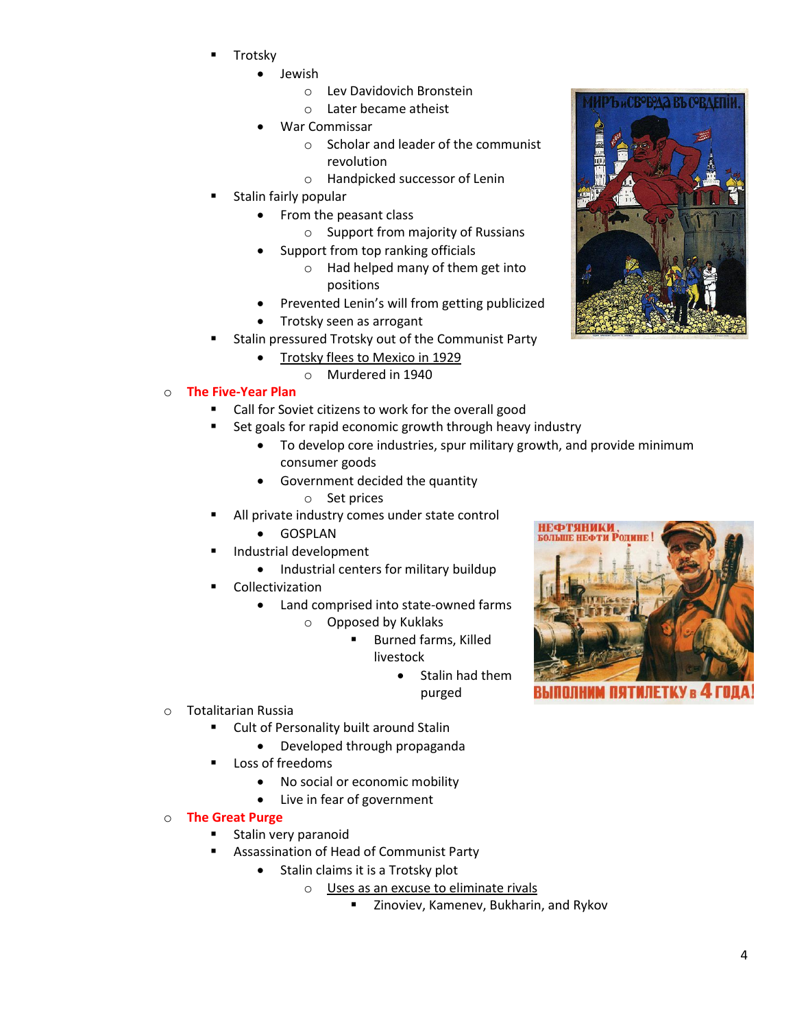- Trotsky
            - Jewish
                - Lev Davidovich Bronstein
                - Later became atheist
            - War Commissar
                - Scholar and leader of the communist revolution
                - Handpicked successor of Lenin
        - Stalin fairly popular
            - From the peasant class
                - Support from majority of Russians
            - Support from top ranking officials
                - Had helped many of them get into positions
            - Prevented Lenin's will from getting publicized
            - Trotsky seen as arrogant
        - Stalin pressured Trotsky out of the Communist Party
            - <u>Trotsky flees to Mexico in 1929</u>
                - Murdered in 1940
    - **The Five-Year Plan**
        - Call for Soviet citizens to work for the overall good
        - Set goals for rapid economic growth through heavy industry
            - To develop core industries, spur military growth, and provide minimum consumer goods
            - Government decided the quantity
                - Set prices
        - All private industry comes under state control
            - GOSPLAN
        - Industrial development
            - Industrial centers for military buildup
        - Collectivization
            - Land comprised into state-owned farms
                - Opposed by Kuklaks
                    - Burned farms, Killed livestock
                        - Stalin had them purged
    - Totalitarian Russia
        - Cult of Personality built around Stalin
            - Developed through propaganda
        - Loss of freedoms
            - No social or economic mobility
            - Live in fear of government
    - **The Great Purge**
        - Stalin very paranoid
        - Assassination of Head of Communist Party
            - Stalin claims it is a Trotsky plot
                - <u>Uses as an excuse to eliminate rivals</u>
                    - Zinoviev, Kamenev, Bukharin, and Rykov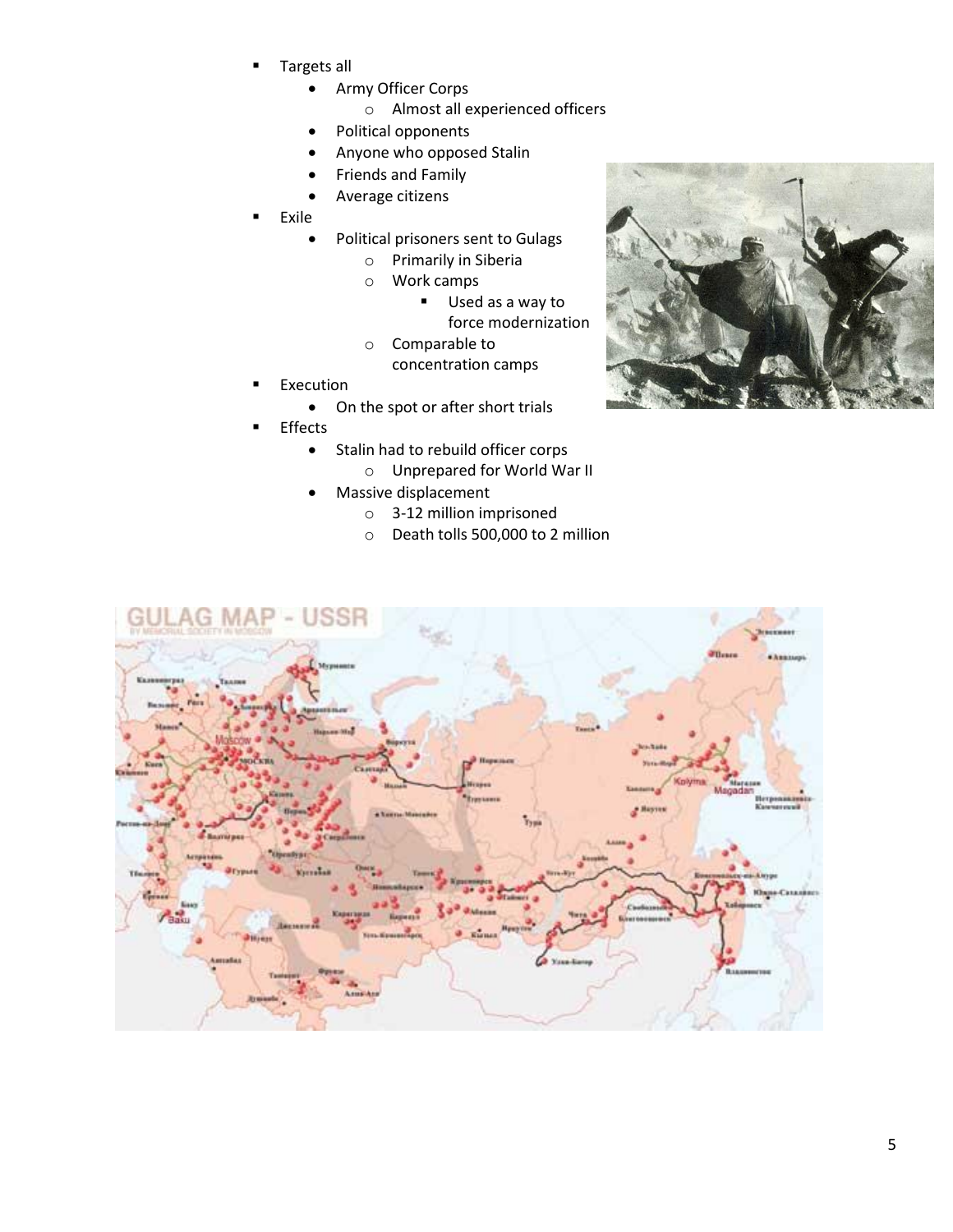- Targets all
  - Army Officer Corps
    - Almost all experienced officers
  - Political opponents
  - Anyone who opposed Stalin
  - Friends and Family
  - Average citizens
- Exile
  - Political prisoners sent to Gulags
    - Primarily in Siberia
    - Work camps
      - Used as a way to force modernization
    - Comparable to concentration camps
- Execution
  - On the spot or after short trials
- Effects
  - Stalin had to rebuild officer corps
    - Unprepared for World War II
  - Massive displacement
    - 3-12 million imprisoned
    - Death tolls 500,000 to 2 million